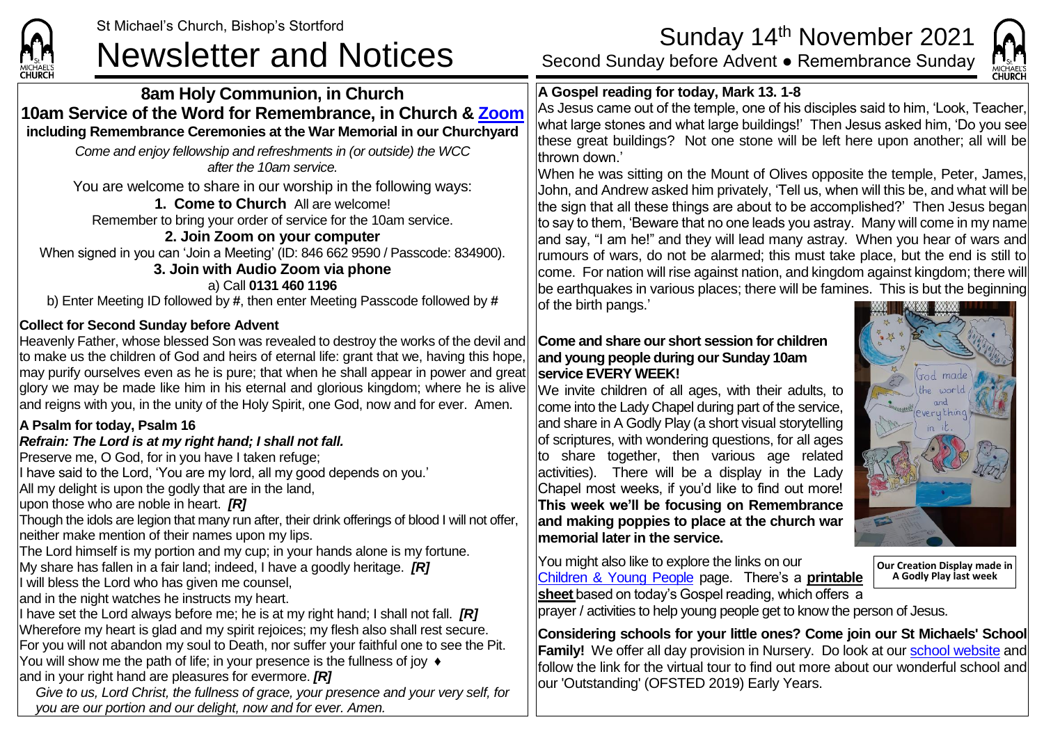St Michael's Church, Bishop's Stortford

# Newsletter and Notices

Sunday 14th November 2021
Second Sunday before Advent ● Remembrance Sunday

## 8am Holy Communion, in Church
## 10am Service of the Word for Remembrance, in Church & Zoom
**including Remembrance Ceremonies at the War Memorial in our Churchyard**

*Come and enjoy fellowship and refreshments in (or outside) the WCC after the 10am service.*

You are welcome to share in our worship in the following ways:

**1. Come to Church** All are welcome!
Remember to bring your order of service for the 10am service.

**2. Join Zoom on your computer**
When signed in you can 'Join a Meeting' (ID: 846 662 9590 / Passcode: 834900).

**3. Join with Audio Zoom via phone**
a) Call **0131 460 1196**
b) Enter Meeting ID followed by **#**, then enter Meeting Passcode followed by **#**

**Collect for Second Sunday before Advent**

Heavenly Father, whose blessed Son was revealed to destroy the works of the devil and to make us the children of God and heirs of eternal life: grant that we, having this hope, may purify ourselves even as he is pure; that when he shall appear in power and great glory we may be made like him in his eternal and glorious kingdom; where he is alive and reigns with you, in the unity of the Holy Spirit, one God, now and for ever. Amen.

**A Psalm for today, Psalm 16**

***Refrain: The Lord is at my right hand; I shall not fall.***

Preserve me, O God, for in you have I taken refuge;
I have said to the Lord, 'You are my lord, all my good depends on you.'
All my delight is upon the godly that are in the land,
upon those who are noble in heart. ***[R]***
Though the idols are legion that many run after, their drink offerings of blood I will not offer, neither make mention of their names upon my lips.
The Lord himself is my portion and my cup; in your hands alone is my fortune.
My share has fallen in a fair land; indeed, I have a goodly heritage. ***[R]***
I will bless the Lord who has given me counsel,
and in the night watches he instructs my heart.
I have set the Lord always before me; he is at my right hand; I shall not fall. ***[R]***
Wherefore my heart is glad and my spirit rejoices; my flesh also shall rest secure.
For you will not abandon my soul to Death, nor suffer your faithful one to see the Pit.
You will show me the path of life; in your presence is the fullness of joy ♦
and in your right hand are pleasures for evermore. ***[R]***

*Give to us, Lord Christ, the fullness of grace, your presence and your very self, for you are our portion and our delight, now and for ever. Amen.*

**A Gospel reading for today, Mark 13. 1-8**

As Jesus came out of the temple, one of his disciples said to him, 'Look, Teacher, what large stones and what large buildings!' Then Jesus asked him, 'Do you see these great buildings? Not one stone will be left here upon another; all will be thrown down.'

When he was sitting on the Mount of Olives opposite the temple, Peter, James, John, and Andrew asked him privately, 'Tell us, when will this be, and what will be the sign that all these things are about to be accomplished?' Then Jesus began to say to them, 'Beware that no one leads you astray. Many will come in my name and say, "I am he!" and they will lead many astray. When you hear of wars and rumours of wars, do not be alarmed; this must take place, but the end is still to come. For nation will rise against nation, and kingdom against kingdom; there will be earthquakes in various places; there will be famines. This is but the beginning of the birth pangs.'

**Come and share our short session for children and young people during our Sunday 10am service EVERY WEEK!**

We invite children of all ages, with their adults, to come into the Lady Chapel during part of the service, and share in A Godly Play (a short visual storytelling of scriptures, with wondering questions, for all ages to share together, then various age related activities). There will be a display in the Lady Chapel most weeks, if you'd like to find out more! **This week we'll be focusing on Remembrance and making poppies to place at the church war memorial later in the service.**

**Our Creation Display made in A Godly Play last week**

You might also like to explore the links on our Children & Young People page. There's a **printable sheet** based on today's Gospel reading, which offers a prayer / activities to help young people get to know the person of Jesus.

**Considering schools for your little ones? Come join our St Michaels' School Family!** We offer all day provision in Nursery. Do look at our school website and follow the link for the virtual tour to find out more about our wonderful school and our 'Outstanding' (OFSTED 2019) Early Years.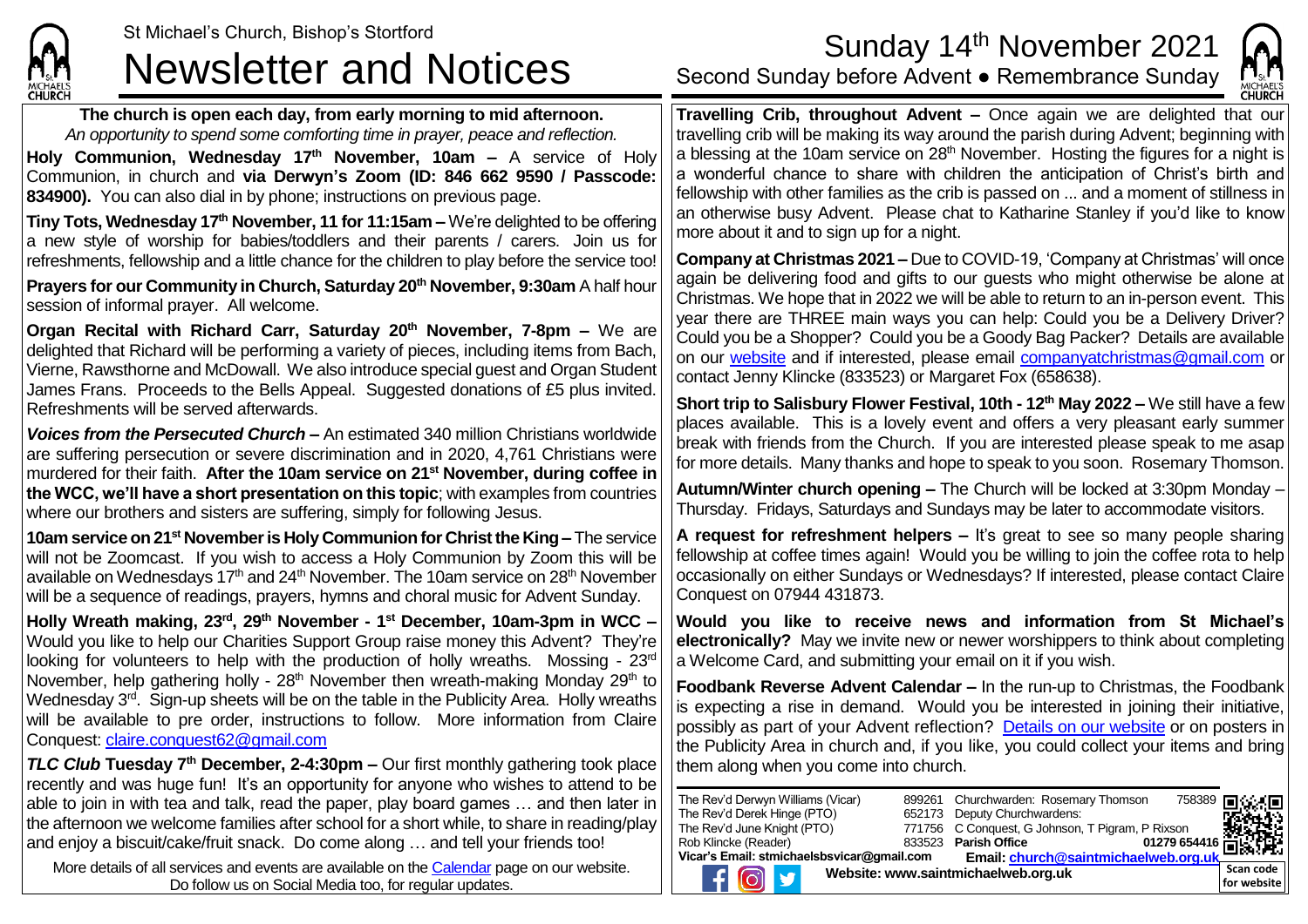St Michael's Church, Bishop's Stortford

# Newsletter and Notices

## Sunday 14th November 2021

Second Sunday before Advent ● Remembrance Sunday

**The church is open each day, from early morning to mid afternoon.**
*An opportunity to spend some comforting time in prayer, peace and reflection.*

**Holy Communion, Wednesday 17th November, 10am –** A service of Holy Communion, in church and **via Derwyn's Zoom (ID: 846 662 9590 / Passcode: 834900).** You can also dial in by phone; instructions on previous page.

**Tiny Tots, Wednesday 17th November, 11 for 11:15am –** We're delighted to be offering a new style of worship for babies/toddlers and their parents / carers. Join us for refreshments, fellowship and a little chance for the children to play before the service too!

**Prayers for our Community in Church, Saturday 20th November, 9:30am** A half hour session of informal prayer. All welcome.

**Organ Recital with Richard Carr, Saturday 20th November, 7-8pm –** We are delighted that Richard will be performing a variety of pieces, including items from Bach, Vierne, Rawsthorne and McDowall. We also introduce special guest and Organ Student James Frans. Proceeds to the Bells Appeal. Suggested donations of £5 plus invited. Refreshments will be served afterwards.

***Voices from the Persecuted Church* –** An estimated 340 million Christians worldwide are suffering persecution or severe discrimination and in 2020, 4,761 Christians were murdered for their faith. **After the 10am service on 21st November, during coffee in the WCC, we'll have a short presentation on this topic**; with examples from countries where our brothers and sisters are suffering, simply for following Jesus.

**10am service on 21st November is Holy Communion for Christ the King –** The service will not be Zoomcast. If you wish to access a Holy Communion by Zoom this will be available on Wednesdays 17th and 24th November. The 10am service on 28th November will be a sequence of readings, prayers, hymns and choral music for Advent Sunday.

**Holly Wreath making, 23rd, 29th November - 1st December, 10am-3pm in WCC –** Would you like to help our Charities Support Group raise money this Advent? They're looking for volunteers to help with the production of holly wreaths. Mossing - 23rd November, help gathering holly - 28th November then wreath-making Monday 29th to Wednesday 3rd. Sign-up sheets will be on the table in the Publicity Area. Holly wreaths will be available to pre order, instructions to follow. More information from Claire Conquest: claire.conquest62@gmail.com

***TLC Club* Tuesday 7th December, 2-4:30pm –** Our first monthly gathering took place recently and was huge fun! It's an opportunity for anyone who wishes to attend to be able to join in with tea and talk, read the paper, play board games … and then later in the afternoon we welcome families after school for a short while, to share in reading/play and enjoy a biscuit/cake/fruit snack. Do come along … and tell your friends too!

More details of all services and events are available on the Calendar page on our website.
Do follow us on Social Media too, for regular updates.

**Travelling Crib, throughout Advent –** Once again we are delighted that our travelling crib will be making its way around the parish during Advent; beginning with a blessing at the 10am service on 28th November. Hosting the figures for a night is a wonderful chance to share with children the anticipation of Christ's birth and fellowship with other families as the crib is passed on ... and a moment of stillness in an otherwise busy Advent. Please chat to Katharine Stanley if you'd like to know more about it and to sign up for a night.

**Company at Christmas 2021 –** Due to COVID-19, 'Company at Christmas' will once again be delivering food and gifts to our guests who might otherwise be alone at Christmas. We hope that in 2022 we will be able to return to an in-person event. This year there are THREE main ways you can help: Could you be a Delivery Driver? Could you be a Shopper? Could you be a Goody Bag Packer? Details are available on our website and if interested, please email companyatchristmas@gmail.com or contact Jenny Klincke (833523) or Margaret Fox (658638).

**Short trip to Salisbury Flower Festival, 10th - 12th May 2022 –** We still have a few places available. This is a lovely event and offers a very pleasant early summer break with friends from the Church. If you are interested please speak to me asap for more details. Many thanks and hope to speak to you soon. Rosemary Thomson.

**Autumn/Winter church opening –** The Church will be locked at 3:30pm Monday – Thursday. Fridays, Saturdays and Sundays may be later to accommodate visitors.

**A request for refreshment helpers –** It's great to see so many people sharing fellowship at coffee times again! Would you be willing to join the coffee rota to help occasionally on either Sundays or Wednesdays? If interested, please contact Claire Conquest on 07944 431873.

**Would you like to receive news and information from St Michael's electronically?** May we invite new or newer worshippers to think about completing a Welcome Card, and submitting your email on it if you wish.

**Foodbank Reverse Advent Calendar –** In the run-up to Christmas, the Foodbank is expecting a rise in demand. Would you be interested in joining their initiative, possibly as part of your Advent reflection? Details on our website or on posters in the Publicity Area in church and, if you like, you could collect your items and bring them along when you come into church.

| | | | |
|---|---|---|---|
| The Rev'd Derwyn Williams (Vicar) | 899261 | Churchwarden: Rosemary Thomson | 758389 |
| The Rev'd Derek Hinge (PTO) | 652173 | Deputy Churchwardens: | |
| The Rev'd June Knight (PTO) | 771756 | C Conquest, G Johnson, T Pigram, P Rixson | |
| Rob Klincke (Reader) | 833523 | **Parish Office** | **01279 654416** |

**Vicar's Email: stmichaelsbsvicar@gmail.com** **Email: church@saintmichaelweb.org.uk**

**Website: www.saintmichaelweb.org.uk**

Scan code for website